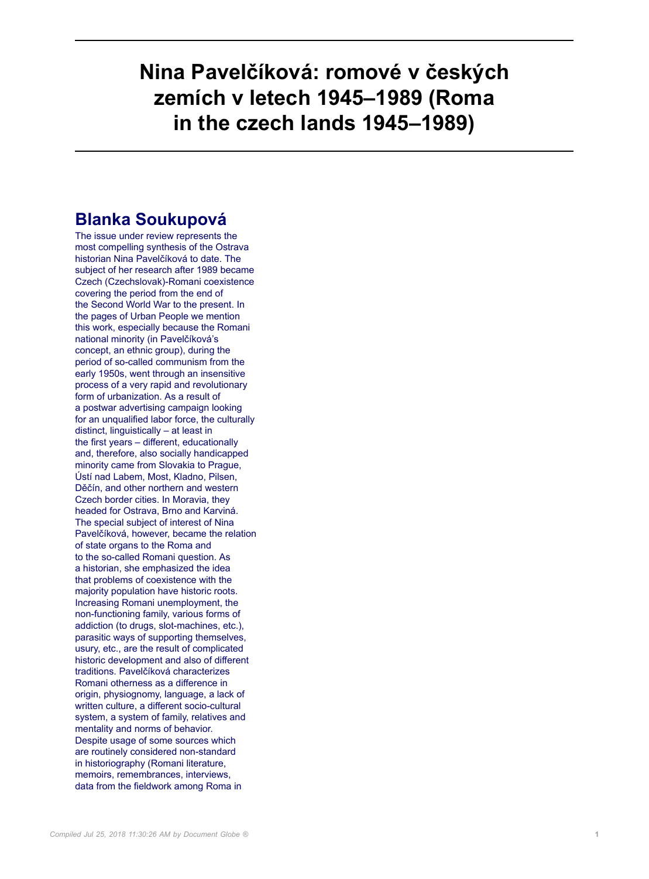# Nina Pavelčíková: romové v českých zemích v letech 1945–1989 (Roma in the czech lands 1945–1989)

## Blanka Soukupová

The issue under review represents the most compelling synthesis of the Ostrava historian Nina Pavelčíková to date. The subject of her research after 1989 became Czech (Czechslovak)-Romani coexistence covering the period from the end of the Second World War to the present. In the pages of Urban People we mention this work, especially because the Romani national minority (in Pavelčíková's concept, an ethnic group), during the period of so-called communism from the early 1950s, went through an insensitive process of a very rapid and revolutionary form of urbanization. As a result of a postwar advertising campaign looking for an unqualified labor force, the culturally distinct, linguistically – at least in the first years – different, educationally and, therefore, also socially handicapped minority came from Slovakia to Prague, Ústí nad Labem, Most, Kladno, Pilsen, Děčín, and other northern and western Czech border cities. In Moravia, they headed for Ostrava, Brno and Karviná. The special subject of interest of Nina Pavelčíková, however, became the relation of state organs to the Roma and to the so-called Romani question. As a historian, she emphasized the idea that problems of coexistence with the majority population have historic roots. Increasing Romani unemployment, the non-functioning family, various forms of addiction (to drugs, slot-machines, etc.), parasitic ways of supporting themselves, usury, etc., are the result of complicated historic development and also of different traditions. Pavelčíková characterizes Romani otherness as a difference in origin, physiognomy, language, a lack of written culture, a different socio-cultural system, a system of family, relatives and mentality and norms of behavior. Despite usage of some sources which are routinely considered non-standard in historiography (Romani literature, memoirs, remembrances, interviews, data from the fieldwork among Roma in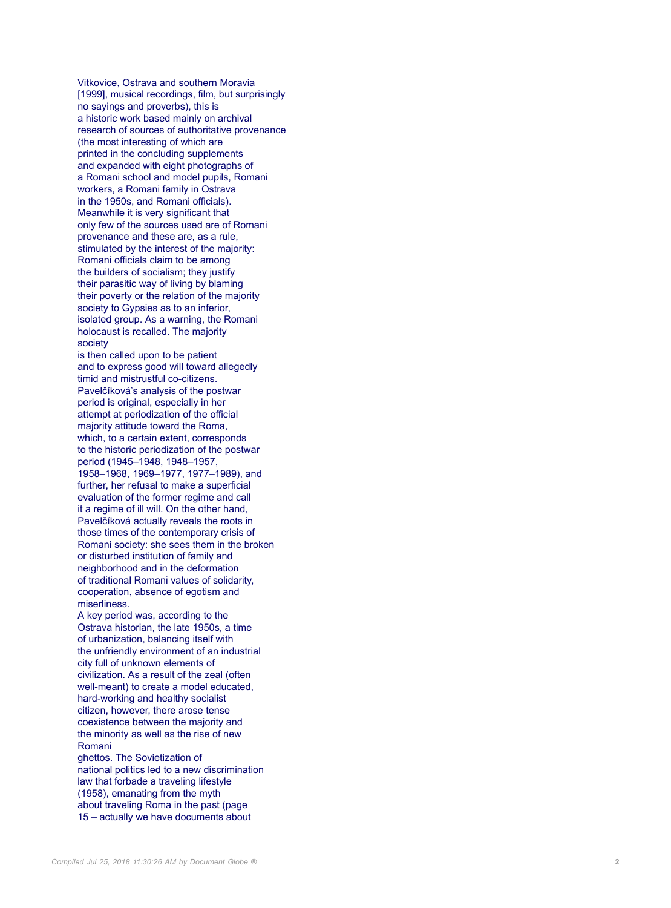Vitkovice, Ostrava and southern Moravia [1999], musical recordings, film, but surprisingly no sayings and proverbs), this is a historic work based mainly on archival research of sources of authoritative provenance (the most interesting of which are printed in the concluding supplements and expanded with eight photographs of a Romani school and model pupils, Romani workers, a Romani family in Ostrava in the 1950s, and Romani officials). Meanwhile it is very significant that only few of the sources used are of Romani provenance and these are, as a rule, stimulated by the interest of the majority: Romani officials claim to be among the builders of socialism; they justify their parasitic way of living by blaming their poverty or the relation of the majority society to Gypsies as to an inferior, isolated group. As a warning, the Romani holocaust is recalled. The majority society is then called upon to be patient and to express good will toward allegedly timid and mistrustful co-citizens. Pavelčíková's analysis of the postwar period is original, especially in her attempt at periodization of the official majority attitude toward the Roma, which, to a certain extent, corresponds to the historic periodization of the postwar period (1945–1948, 1948–1957, 1958–1968, 1969–1977, 1977–1989), and further, her refusal to make a superficial evaluation of the former regime and call it a regime of ill will. On the other hand, Pavelčíková actually reveals the roots in those times of the contemporary crisis of Romani society: she sees them in the broken or disturbed institution of family and neighborhood and in the deformation of traditional Romani values of solidarity, cooperation, absence of egotism and miserliness.

A key period was, according to the Ostrava historian, the late 1950s, a time of urbanization, balancing itself with the unfriendly environment of an industrial city full of unknown elements of civilization. As a result of the zeal (often well-meant) to create a model educated, hard-working and healthy socialist citizen, however, there arose tense coexistence between the majority and the minority as well as the rise of new Romani ghettos. The Sovietization of national politics led to a new discrimination law that forbade a traveling lifestyle (1958), emanating from the myth about traveling Roma in the past (page 15 – actually we have documents about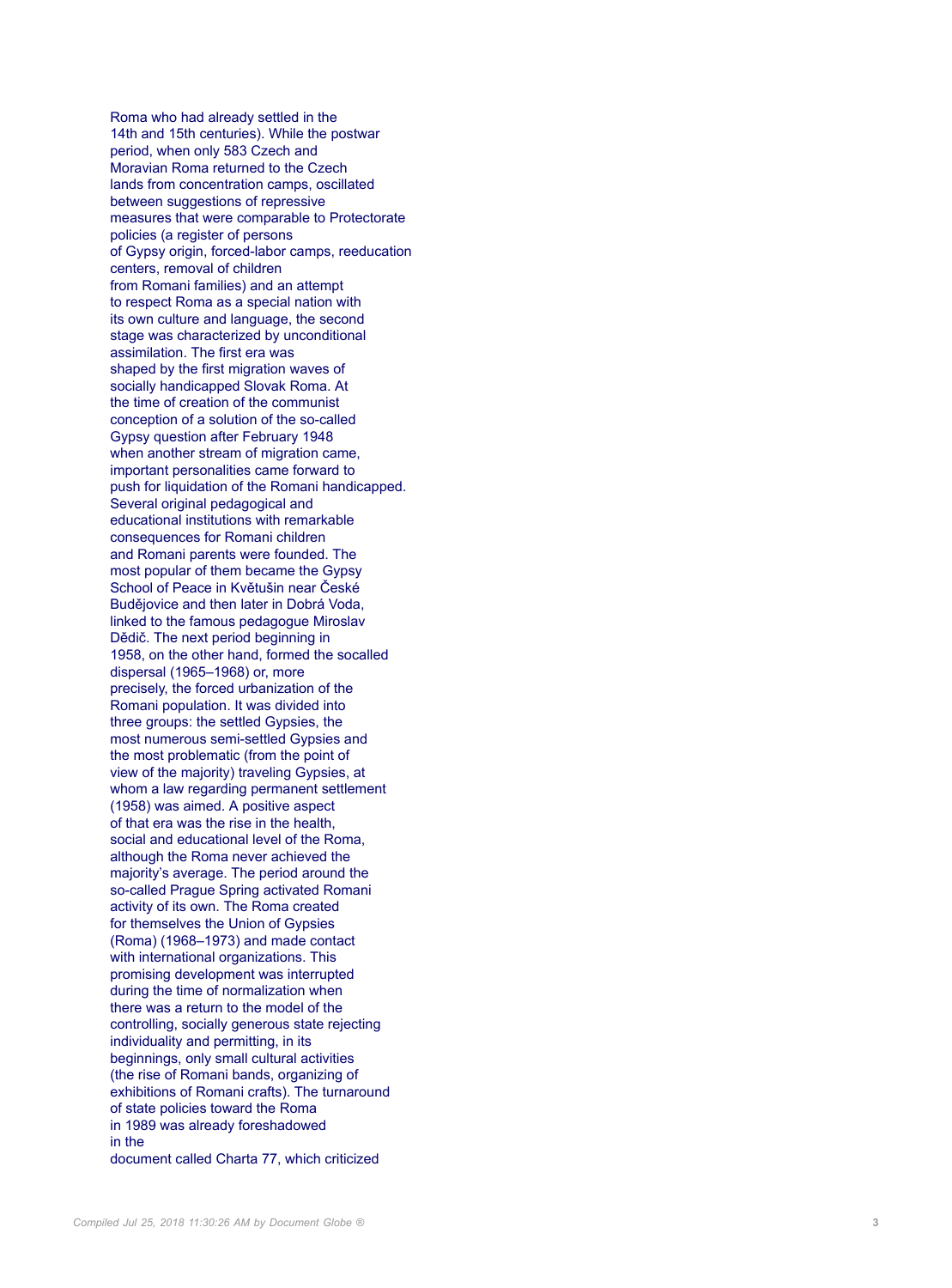Roma who had already settled in the 14th and 15th centuries). While the postwar period, when only 583 Czech and Moravian Roma returned to the Czech lands from concentration camps, oscillated between suggestions of repressive measures that were comparable to Protectorate policies (a register of persons of Gypsy origin, forced-labor camps, reeducation centers, removal of children from Romani families) and an attempt to respect Roma as a special nation with its own culture and language, the second stage was characterized by unconditional assimilation. The first era was shaped by the first migration waves of socially handicapped Slovak Roma. At the time of creation of the communist conception of a solution of the so-called Gypsy question after February 1948 when another stream of migration came, important personalities came forward to push for liquidation of the Romani handicapped. Several original pedagogical and educational institutions with remarkable consequences for Romani children and Romani parents were founded. The most popular of them became the Gypsy School of Peace in Květušin near České Budějovice and then later in Dobrá Voda, linked to the famous pedagogue Miroslav Dědič. The next period beginning in 1958, on the other hand, formed the socalled dispersal (1965–1968) or, more precisely, the forced urbanization of the Romani population. It was divided into three groups: the settled Gypsies, the most numerous semi-settled Gypsies and the most problematic (from the point of view of the majority) traveling Gypsies, at whom a law regarding permanent settlement (1958) was aimed. A positive aspect of that era was the rise in the health, social and educational level of the Roma, although the Roma never achieved the majority's average. The period around the so-called Prague Spring activated Romani activity of its own. The Roma created for themselves the Union of Gypsies (Roma) (1968–1973) and made contact with international organizations. This promising development was interrupted during the time of normalization when there was a return to the model of the controlling, socially generous state rejecting individuality and permitting, in its beginnings, only small cultural activities (the rise of Romani bands, organizing of exhibitions of Romani crafts). The turnaround of state policies toward the Roma in 1989 was already foreshadowed in the document called Charta 77, which criticized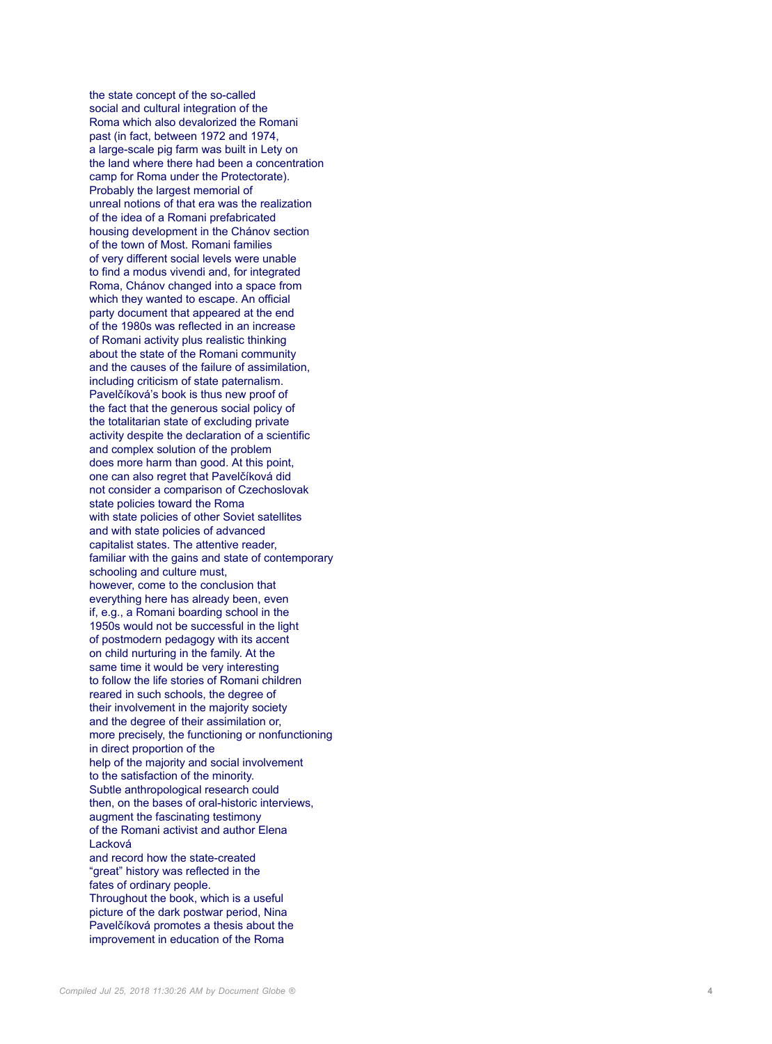the state concept of the so-called social and cultural integration of the Roma which also devalorized the Romani past (in fact, between 1972 and 1974, a large-scale pig farm was built in Lety on the land where there had been a concentration camp for Roma under the Protectorate). Probably the largest memorial of unreal notions of that era was the realization of the idea of a Romani prefabricated housing development in the Chánov section of the town of Most. Romani families of very different social levels were unable to find a modus vivendi and, for integrated Roma, Chánov changed into a space from which they wanted to escape. An official party document that appeared at the end of the 1980s was reflected in an increase of Romani activity plus realistic thinking about the state of the Romani community and the causes of the failure of assimilation, including criticism of state paternalism. Pavelčíková's book is thus new proof of the fact that the generous social policy of the totalitarian state of excluding private activity despite the declaration of a scientific and complex solution of the problem does more harm than good. At this point, one can also regret that Pavelčíková did not consider a comparison of Czechoslovak state policies toward the Roma with state policies of other Soviet satellites and with state policies of advanced capitalist states. The attentive reader, familiar with the gains and state of contemporary schooling and culture must, however, come to the conclusion that everything here has already been, even if, e.g., a Romani boarding school in the 1950s would not be successful in the light of postmodern pedagogy with its accent on child nurturing in the family. At the same time it would be very interesting to follow the life stories of Romani children reared in such schools, the degree of their involvement in the majority society and the degree of their assimilation or, more precisely, the functioning or nonfunctioning in direct proportion of the help of the majority and social involvement to the satisfaction of the minority. Subtle anthropological research could then, on the bases of oral-historic interviews, augment the fascinating testimony of the Romani activist and author Elena Lacková and record how the state-created "great" history was reflected in the fates of ordinary people.

Throughout the book, which is a useful picture of the dark postwar period, Nina Pavelčíková promotes a thesis about the improvement in education of the Roma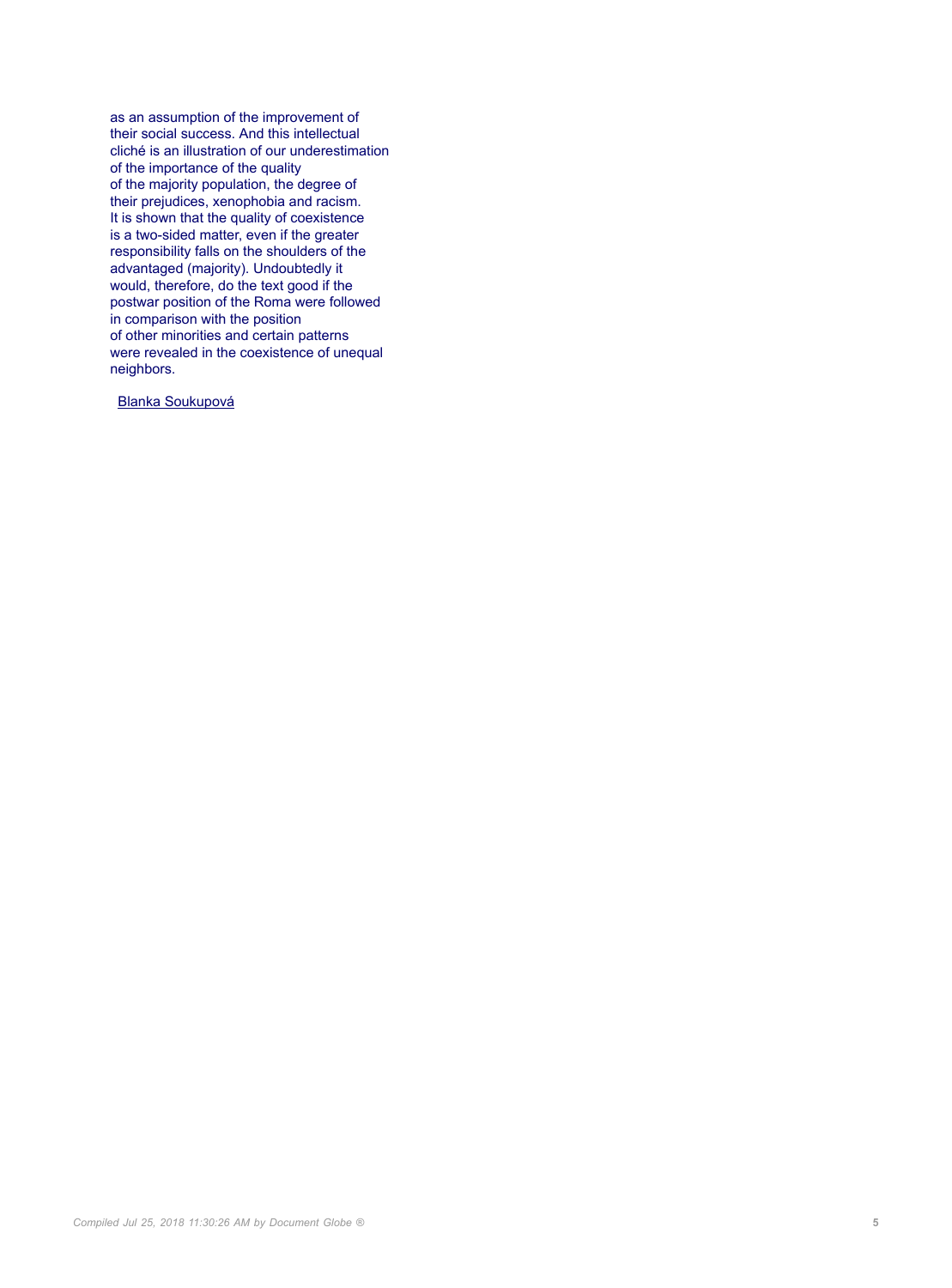as an assumption of the improvement of their social success. And this intellectual cliché is an illustration of our underestimation of the importance of the quality of the majority population, the degree of their prejudices, xenophobia and racism. It is shown that the quality of coexistence is a two-sided matter, even if the greater responsibility falls on the shoulders of the advantaged (majority). Undoubtedly it would, therefore, do the text good if the postwar position of the Roma were followed in comparison with the position of other minorities and certain patterns were revealed in the coexistence of unequal neighbors.

Blanka Soukupová